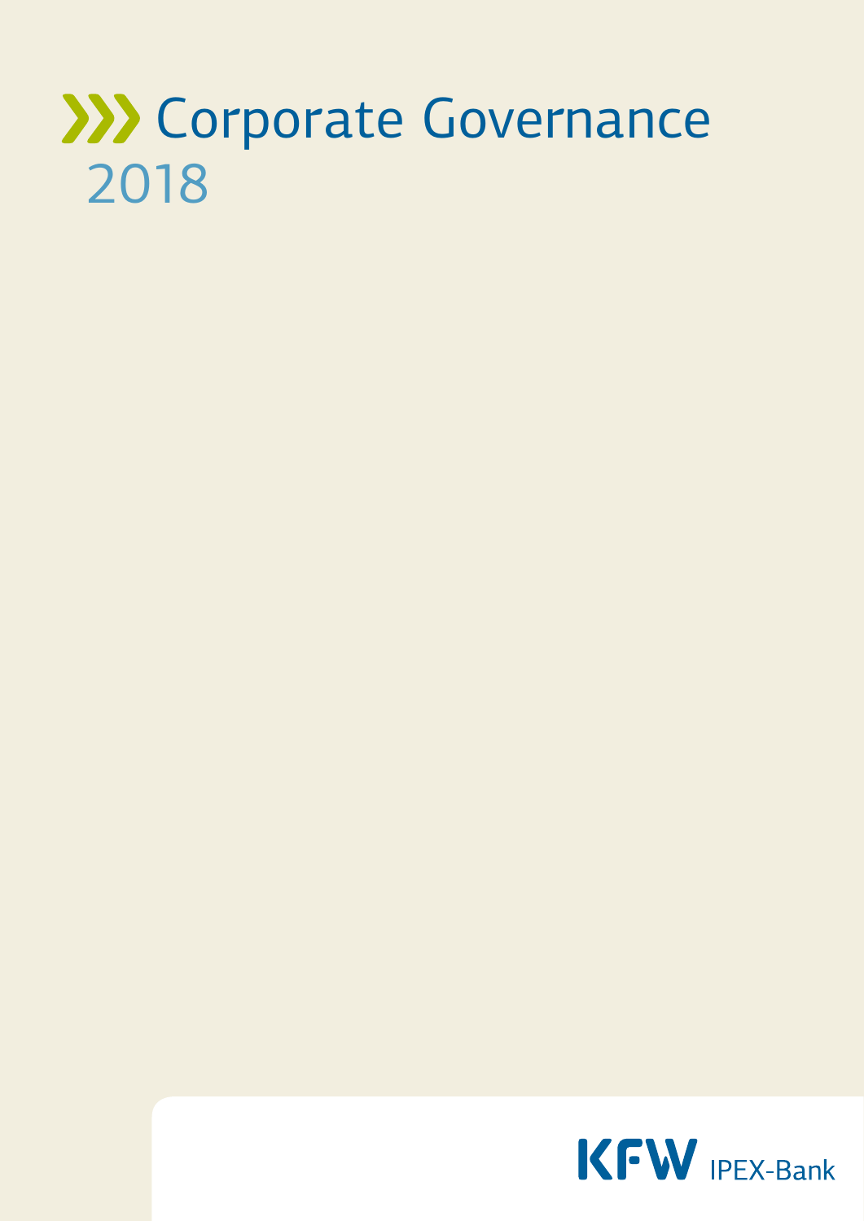# Corporate Governance 2018

KFW IPEX-Bank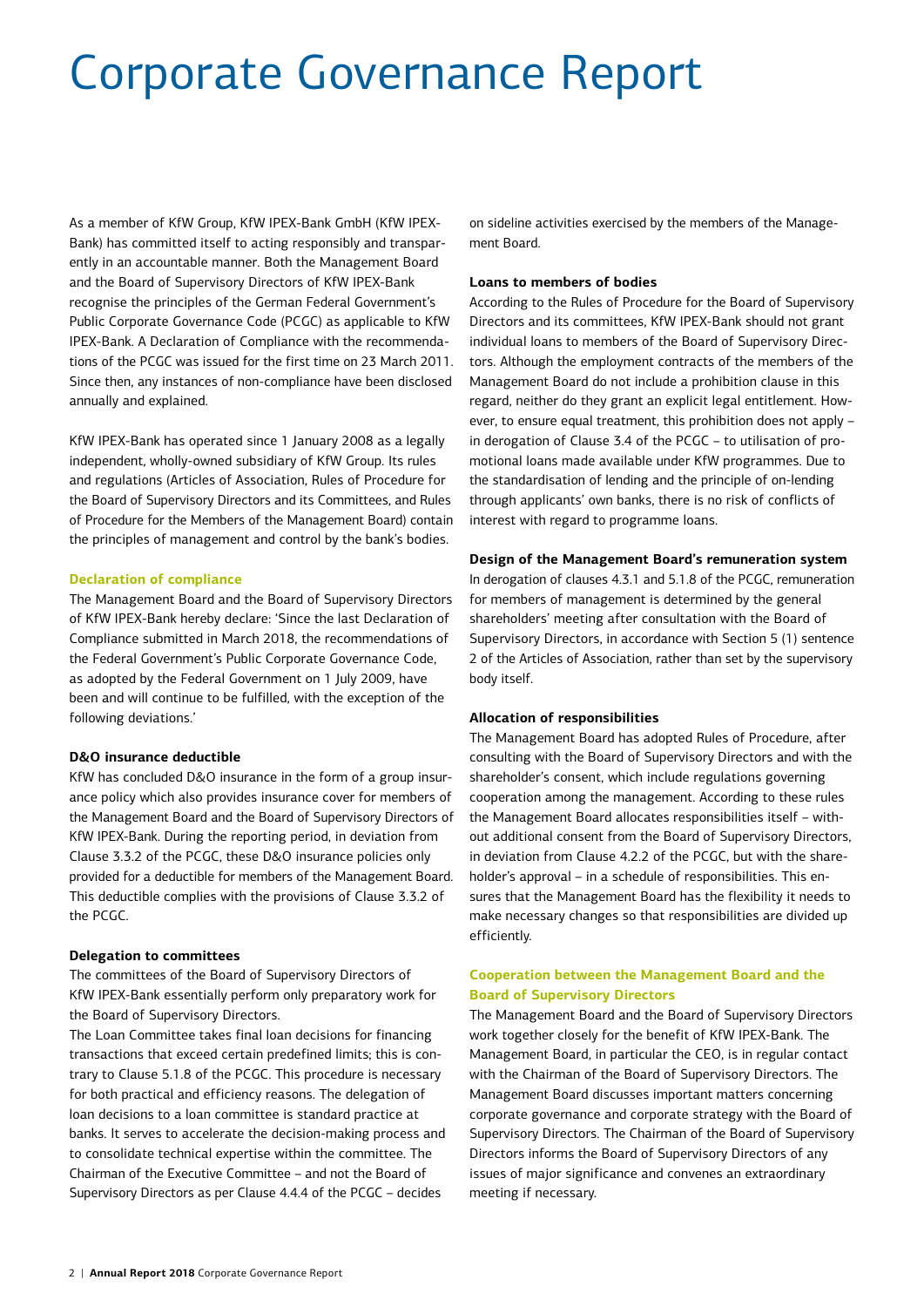# Corporate Governance Report

As a member of KfW Group, KfW IPEX-Bank GmbH (KfW IPEX-Bank) has committed itself to acting responsibly and transparently in an accountable manner. Both the Management Board and the Board of Supervisory Directors of KfW IPEX-Bank recognise the principles of the German Federal Government's Public Corporate Governance Code (PCGC) as applicable to KfW IPEX-Bank. A Declaration of Compliance with the recommendations of the PCGC was issued for the first time on 23 March 2011. Since then, any instances of non-compliance have been disclosed annually and explained.

KfW IPEX-Bank has operated since 1 January 2008 as a legally independent, wholly-owned subsidiary of KfW Group. Its rules and regulations (Articles of Association, Rules of Procedure for the Board of Supervisory Directors and its Committees, and Rules of Procedure for the Members of the Management Board) contain the principles of management and control by the bank's bodies.

## Declaration of compliance

The Management Board and the Board of Supervisory Directors of KfW IPEX-Bank hereby declare: 'Since the last Declaration of Compliance submitted in March 2018, the recommendations of the Federal Government's Public Corporate Governance Code, as adopted by the Federal Government on 1 July 2009, have been and will continue to be fulfilled, with the exception of the following deviations.'

### D&O insurance deductible

KfW has concluded D&O insurance in the form of a group insurance policy which also provides insurance cover for members of the Management Board and the Board of Supervisory Directors of KfW IPEX-Bank. During the reporting period, in deviation from Clause 3.3.2 of the PCGC, these D&O insurance policies only provided for a deductible for members of the Management Board. This deductible complies with the provisions of Clause 3.3.2 of the PCGC.

### Delegation to committees

The committees of the Board of Supervisory Directors of KfW IPEX-Bank essentially perform only preparatory work for the Board of Supervisory Directors.

The Loan Committee takes final loan decisions for financing transactions that exceed certain predefined limits; this is contrary to Clause 5.1.8 of the PCGC. This procedure is necessary for both practical and efficiency reasons. The delegation of loan decisions to a loan committee is standard practice at banks. It serves to accelerate the decision-making process and to consolidate technical expertise within the committee. The Chairman of the Executive Committee – and not the Board of Supervisory Directors as per Clause 4.4.4 of the PCGC – decides on sideline activities exercised by the members of the Management Board.

### Loans to members of bodies

According to the Rules of Procedure for the Board of Supervisory Directors and its committees, KfW IPEX-Bank should not grant individual loans to members of the Board of Supervisory Directors. Although the employment contracts of the members of the Management Board do not include a prohibition clause in this regard, neither do they grant an explicit legal entitlement. However, to ensure equal treatment, this prohibition does not apply – in derogation of Clause 3.4 of the PCGC – to utilisation of promotional loans made available under KfW programmes. Due to the standardisation of lending and the principle of on-lending through applicants' own banks, there is no risk of conflicts of interest with regard to programme loans.

### Design of the Management Board's remuneration system

In derogation of clauses 4.3.1 and 5.1.8 of the PCGC, remuneration for members of management is determined by the general shareholders' meeting after consultation with the Board of Supervisory Directors, in accordance with Section 5 (1) sentence 2 of the Articles of Association, rather than set by the supervisory body itself.

### Allocation of responsibilities

The Management Board has adopted Rules of Procedure, after consulting with the Board of Supervisory Directors and with the shareholder's consent, which include regulations governing cooperation among the management. According to these rules the Management Board allocates responsibilities itself – without additional consent from the Board of Supervisory Directors, in deviation from Clause 4.2.2 of the PCGC, but with the shareholder's approval – in a schedule of responsibilities. This ensures that the Management Board has the flexibility it needs to make necessary changes so that responsibilities are divided up efficiently.

## Cooperation between the Management Board and the Board of Supervisory Directors

The Management Board and the Board of Supervisory Directors work together closely for the benefit of KfW IPEX-Bank. The Management Board, in particular the CEO, is in regular contact with the Chairman of the Board of Supervisory Directors. The Management Board discusses important matters concerning corporate governance and corporate strategy with the Board of Supervisory Directors. The Chairman of the Board of Supervisory Directors informs the Board of Supervisory Directors of any issues of major significance and convenes an extraordinary meeting if necessary.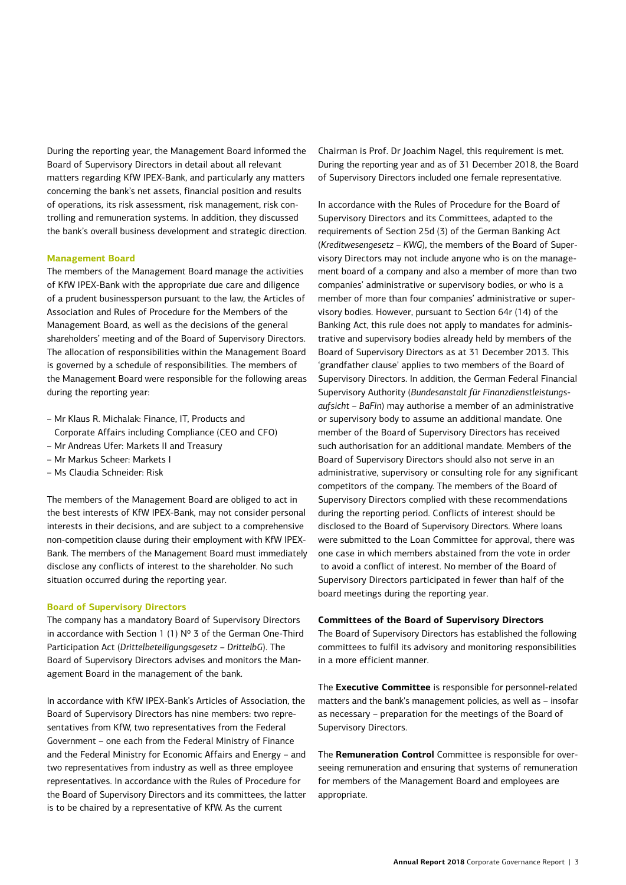During the reporting year, the Management Board informed the Board of Supervisory Directors in detail about all relevant matters regarding KfW IPEX-Bank, and particularly any matters concerning the bank's net assets, financial position and results of operations, its risk assessment, risk management, risk controlling and remuneration systems. In addition, they discussed the bank's overall business development and strategic direction.

### Management Board

The members of the Management Board manage the activities of KfW IPEX-Bank with the appropriate due care and diligence of a prudent businessperson pursuant to the law, the Articles of Association and Rules of Procedure for the Members of the Management Board, as well as the decisions of the general shareholders' meeting and of the Board of Supervisory Directors. The allocation of responsibilities within the Management Board is governed by a schedule of responsibilities. The members of the Management Board were responsible for the following areas during the reporting year:

- Mr Klaus R. Michalak: Finance, IT, Products and Corporate Affairs including Compliance (CEO and CFO)
- Mr Andreas Ufer: Markets II and Treasury
- Mr Markus Scheer: Markets I
- Ms Claudia Schneider: Risk

The members of the Management Board are obliged to act in the best interests of KfW IPEX-Bank, may not consider personal interests in their decisions, and are subject to a comprehensive non-competition clause during their employment with KfW IPEX-Bank. The members of the Management Board must immediately disclose any conflicts of interest to the shareholder. No such situation occurred during the reporting year.

### Board of Supervisory Directors

The company has a mandatory Board of Supervisory Directors in accordance with Section 1 (1) Nº 3 of the German One-Third Participation Act (*Drittelbeteiligungsgesetz – DrittelbG*). The Board of Supervisory Directors advises and monitors the Management Board in the management of the bank.

In accordance with KfW IPEX-Bank's Articles of Association, the Board of Supervisory Directors has nine members: two representatives from KfW, two representatives from the Federal Government – one each from the Federal Ministry of Finance and the Federal Ministry for Economic Affairs and Energy – and two representatives from industry as well as three employee representatives. In accordance with the Rules of Procedure for the Board of Supervisory Directors and its committees, the latter is to be chaired by a representative of KfW. As the current Chairman is Prof. Dr Joachim Nagel, this requirement is met. During the reporting year and as of 31 December 2018, the Board of Supervisory Directors included one female representative.

In accordance with the Rules of Procedure for the Board of Supervisory Directors and its Committees, adapted to the requirements of Section 25d (3) of the German Banking Act (*Kreditwesengesetz – KWG*), the members of the Board of Supervisory Directors may not include anyone who is on the management board of a company and also a member of more than two companies' administrative or supervisory bodies, or who is a member of more than four companies' administrative or supervisory bodies. However, pursuant to Section 64r (14) of the Banking Act, this rule does not apply to mandates for administrative and supervisory bodies already held by members of the Board of Supervisory Directors as at 31 December 2013. This 'grandfather clause' applies to two members of the Board of Supervisory Directors. In addition, the German Federal Financial Supervisory Authority (*Bundesanstalt für Finanzdienstleistungsaufsicht – BaFin*) may authorise a member of an administrative or supervisory body to assume an additional mandate. One member of the Board of Supervisory Directors has received such authorisation for an additional mandate. Members of the Board of Supervisory Directors should also not serve in an administrative, supervisory or consulting role for any significant competitors of the company. The members of the Board of Supervisory Directors complied with these recommendations during the reporting period. Conflicts of interest should be disclosed to the Board of Supervisory Directors. Where loans were submitted to the Loan Committee for approval, there was one case in which members abstained from the vote in order to avoid a conflict of interest. No member of the Board of Supervisory Directors participated in fewer than half of the board meetings during the reporting year.

#### Committees of the Board of Supervisory Directors

The Board of Supervisory Directors has established the following committees to fulfil its advisory and monitoring responsibilities in a more efficient manner.

The **Executive Committee** is responsible for personnel-related matters and the bank's management policies, as well as – insofar as necessary – preparation for the meetings of the Board of Supervisory Directors.

The **Remuneration Control** Committee is responsible for overseeing remuneration and ensuring that systems of remuneration for members of the Management Board and employees are appropriate.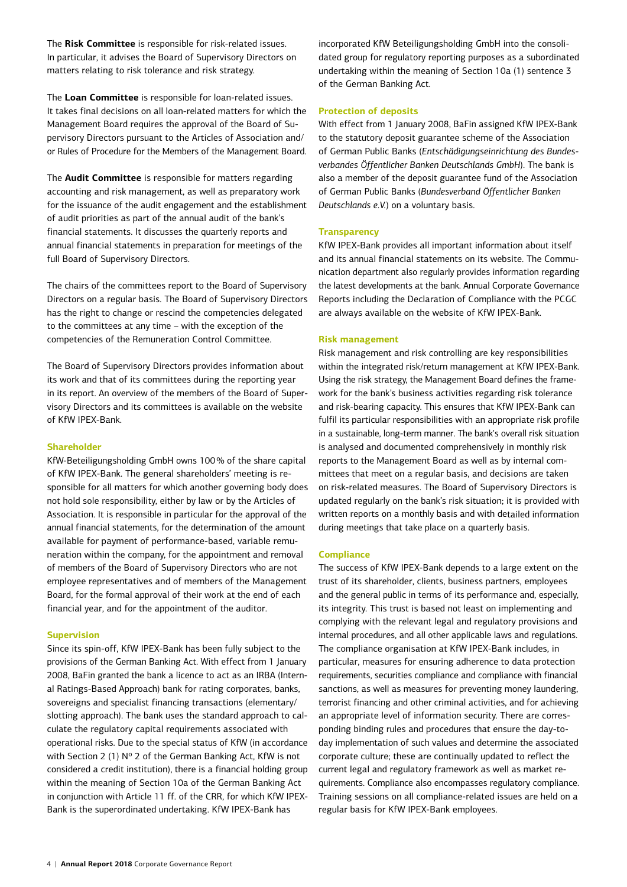The **Risk Committee** is responsible for risk-related issues. In particular, it advises the Board of Supervisory Directors on matters relating to risk tolerance and risk strategy.

The **Loan Committee** is responsible for loan-related issues. It takes final decisions on all loan-related matters for which the Management Board requires the approval of the Board of Supervisory Directors pursuant to the Articles of Association and/or Rules of Procedure for the Members of the Management Board.

The **Audit Committee** is responsible for matters regarding accounting and risk management, as well as preparatory work for the issuance of the audit engagement and the establishment of audit priorities as part of the annual audit of the bank's financial statements. It discusses the quarterly reports and annual financial statements in preparation for meetings of the full Board of Supervisory Directors.

The chairs of the committees report to the Board of Supervisory Directors on a regular basis. The Board of Supervisory Directors has the right to change or rescind the competencies delegated to the committees at any time – with the exception of the competencies of the Remuneration Control Committee.

The Board of Supervisory Directors provides information about its work and that of its committees during the reporting year in its report. An overview of the members of the Board of Supervisory Directors and its committees is available on the website of KfW IPEX-Bank.

### Shareholder

KfW-Beteiligungsholding GmbH owns 100% of the share capital of KfW IPEX-Bank. The general shareholders' meeting is responsible for all matters for which another governing body does not hold sole responsibility, either by law or by the Articles of Association. It is responsible in particular for the approval of the annual financial statements, for the determination of the amount available for payment of performance-based, variable remuneration within the company, for the appointment and removal of members of the Board of Supervisory Directors who are not employee representatives and of members of the Management Board, for the formal approval of their work at the end of each financial year, and for the appointment of the auditor.

### Supervision

Since its spin-off, KfW IPEX-Bank has been fully subject to the provisions of the German Banking Act. With effect from 1 January 2008, BaFin granted the bank a licence to act as an IRBA (Internal Ratings-Based Approach) bank for rating corporates, banks, sovereigns and specialist financing transactions (elementary/slotting approach). The bank uses the standard approach to calculate the regulatory capital requirements associated with operational risks. Due to the special status of KfW (in accordance with Section 2 (1) Nº 2 of the German Banking Act, KfW is not considered a credit institution), there is a financial holding group within the meaning of Section 10a of the German Banking Act in conjunction with Article 11 ff. of the CRR, for which KfW IPEX-Bank is the superordinated undertaking. KfW IPEX-Bank has incorporated KfW Beteiligungsholding GmbH into the consolidated group for regulatory reporting purposes as a subordinated undertaking within the meaning of Section 10a (1) sentence 3 of the German Banking Act.

### Protection of deposits

With effect from 1 January 2008, BaFin assigned KfW IPEX-Bank to the statutory deposit guarantee scheme of the Association of German Public Banks (*Entschädigungseinrichtung des Bundesverbandes Öffentlicher Banken Deutschlands GmbH*). The bank is also a member of the deposit guarantee fund of the Association of German Public Banks (*Bundesverband Öffentlicher Banken Deutschlands e.V.*) on a voluntary basis.

### Transparency

KfW IPEX-Bank provides all important information about itself and its annual financial statements on its website. The Communication department also regularly provides information regarding the latest developments at the bank. Annual Corporate Governance Reports including the Declaration of Compliance with the PCGC are always available on the website of KfW IPEX-Bank.

### Risk management

Risk management and risk controlling are key responsibilities within the integrated risk/return management at KfW IPEX-Bank. Using the risk strategy, the Management Board defines the framework for the bank's business activities regarding risk tolerance and risk-bearing capacity. This ensures that KfW IPEX-Bank can fulfil its particular responsibilities with an appropriate risk profile in a sustainable, long-term manner. The bank's overall risk situation is analysed and documented comprehensively in monthly risk reports to the Management Board as well as by internal committees that meet on a regular basis, and decisions are taken on risk-related measures. The Board of Supervisory Directors is updated regularly on the bank's risk situation; it is provided with written reports on a monthly basis and with detailed information during meetings that take place on a quarterly basis.

### Compliance

The success of KfW IPEX-Bank depends to a large extent on the trust of its shareholder, clients, business partners, employees and the general public in terms of its performance and, especially, its integrity. This trust is based not least on implementing and complying with the relevant legal and regulatory provisions and internal procedures, and all other applicable laws and regulations. The compliance organisation at KfW IPEX-Bank includes, in particular, measures for ensuring adherence to data protection requirements, securities compliance and compliance with financial sanctions, as well as measures for preventing money laundering, terrorist financing and other criminal activities, and for achieving an appropriate level of information security. There are corresponding binding rules and procedures that ensure the day-to-day implementation of such values and determine the associated corporate culture; these are continually updated to reflect the current legal and regulatory framework as well as market requirements. Compliance also encompasses regulatory compliance. Training sessions on all compliance-related issues are held on a regular basis for KfW IPEX-Bank employees.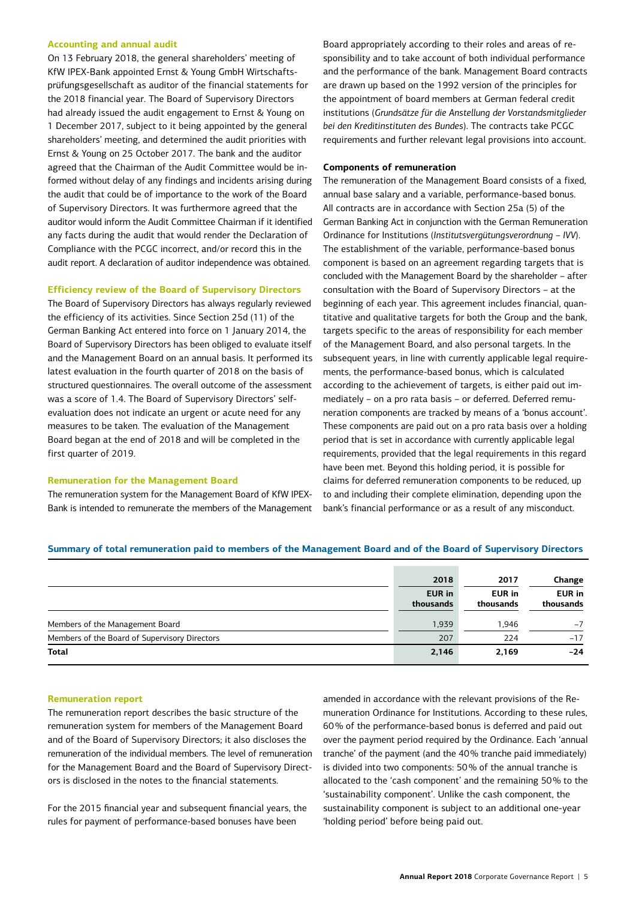### Accounting and annual audit

On 13 February 2018, the general shareholders' meeting of KfW IPEX-Bank appointed Ernst & Young GmbH Wirtschaftsprüfungsgesellschaft as auditor of the financial statements for the 2018 financial year. The Board of Supervisory Directors had already issued the audit engagement to Ernst & Young on 1 December 2017, subject to it being appointed by the general shareholders' meeting, and determined the audit priorities with Ernst & Young on 25 October 2017. The bank and the auditor agreed that the Chairman of the Audit Committee would be informed without delay of any findings and incidents arising during the audit that could be of importance to the work of the Board of Supervisory Directors. It was furthermore agreed that the auditor would inform the Audit Committee Chairman if it identified any facts during the audit that would render the Declaration of Compliance with the PCGC incorrect, and/or record this in the audit report. A declaration of auditor independence was obtained.

### Efficiency review of the Board of Supervisory Directors

The Board of Supervisory Directors has always regularly reviewed the efficiency of its activities. Since Section 25d (11) of the German Banking Act entered into force on 1 January 2014, the Board of Supervisory Directors has been obliged to evaluate itself and the Management Board on an annual basis. It performed its latest evaluation in the fourth quarter of 2018 on the basis of structured questionnaires. The overall outcome of the assessment was a score of 1.4. The Board of Supervisory Directors' self-evaluation does not indicate an urgent or acute need for any measures to be taken. The evaluation of the Management Board began at the end of 2018 and will be completed in the first quarter of 2019.

### Remuneration for the Management Board

The remuneration system for the Management Board of KfW IPEX-Bank is intended to remunerate the members of the Management Board appropriately according to their roles and areas of responsibility and to take account of both individual performance and the performance of the bank. Management Board contracts are drawn up based on the 1992 version of the principles for the appointment of board members at German federal credit institutions (*Grundsätze für die Anstellung der Vorstandsmitglieder bei den Kreditinstituten des Bundes*). The contracts take PCGC requirements and further relevant legal provisions into account.

#### Components of remuneration

The remuneration of the Management Board consists of a fixed, annual base salary and a variable, performance-based bonus. All contracts are in accordance with Section 25a (5) of the German Banking Act in conjunction with the German Remuneration Ordinance for Institutions (*Institutsvergütungsverordnung – IVV*). The establishment of the variable, performance-based bonus component is based on an agreement regarding targets that is concluded with the Management Board by the shareholder – after consultation with the Board of Supervisory Directors – at the beginning of each year. This agreement includes financial, quantitative and qualitative targets for both the Group and the bank, targets specific to the areas of responsibility for each member of the Management Board, and also personal targets. In the subsequent years, in line with currently applicable legal requirements, the performance-based bonus, which is calculated according to the achievement of targets, is either paid out immediately – on a pro rata basis – or deferred. Deferred remuneration components are tracked by means of a 'bonus account'. These components are paid out on a pro rata basis over a holding period that is set in accordance with currently applicable legal requirements, provided that the legal requirements in this regard have been met. Beyond this holding period, it is possible for claims for deferred remuneration components to be reduced, up to and including their complete elimination, depending upon the bank's financial performance or as a result of any misconduct.

**Summary of total remuneration paid to members of the Management Board and of the Board of Supervisory Directors**

| | 2018<br>EUR in thousands | 2017<br>EUR in thousands | Change<br>EUR in thousands |
|---|---|---|---|
| Members of the Management Board | 1,939 | 1,946 | –7 |
| Members of the Board of Supervisory Directors | 207 | 224 | –17 |
| **Total** | **2,146** | **2,169** | **–24** |

### Remuneration report

The remuneration report describes the basic structure of the remuneration system for members of the Management Board and of the Board of Supervisory Directors; it also discloses the remuneration of the individual members. The level of remuneration for the Management Board and the Board of Supervisory Directors is disclosed in the notes to the financial statements.

For the 2015 financial year and subsequent financial years, the rules for payment of performance-based bonuses have been amended in accordance with the relevant provisions of the Remuneration Ordinance for Institutions. According to these rules, 60% of the performance-based bonus is deferred and paid out over the payment period required by the Ordinance. Each 'annual tranche' of the payment (and the 40% tranche paid immediately) is divided into two components: 50% of the annual tranche is allocated to the 'cash component' and the remaining 50% to the 'sustainability component'. Unlike the cash component, the sustainability component is subject to an additional one-year 'holding period' before being paid out.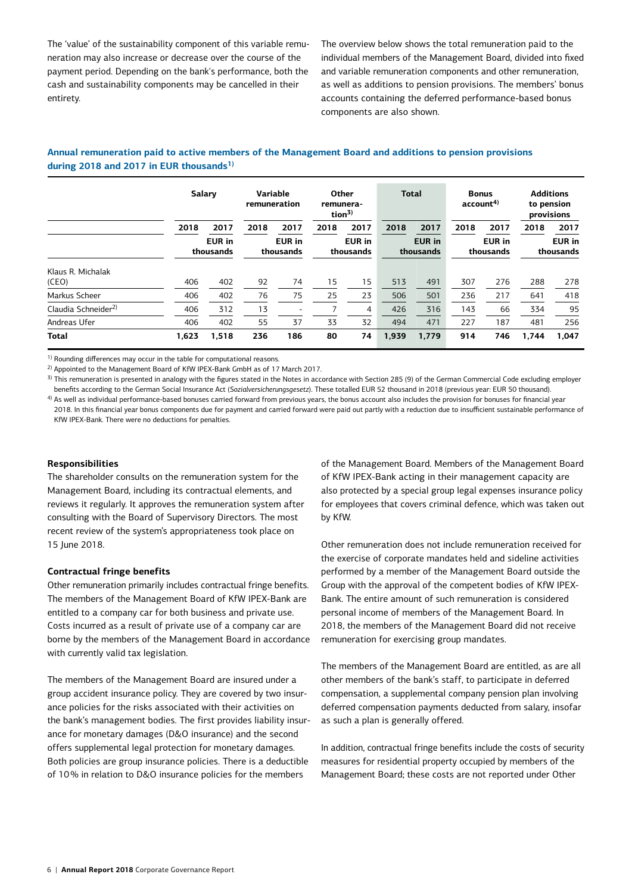The 'value' of the sustainability component of this variable remuneration may also increase or decrease over the course of the payment period. Depending on the bank's performance, both the cash and sustainability components may be cancelled in their entirety.

The overview below shows the total remuneration paid to the individual members of the Management Board, divided into fixed and variable remuneration components and other remuneration, as well as additions to pension provisions. The members' bonus accounts containing the deferred performance-based bonus components are also shown.

**Annual remuneration paid to active members of the Management Board and additions to pension provisions during 2018 and 2017 in EUR thousands[1)]**

| | Salary | | Variable remuneration | | Other remuneration[3)] | | Total | | Bonus account[4)] | | Additions to pension provisions | |
|---|---|---|---|---|---|---|---|---|---|---|---|---|
| | 2018 | 2017 | 2018 | 2017 | 2018 | 2017 | 2018 | 2017 | 2018 | 2017 | 2018 | 2017 |
| | EUR in thousands | | EUR in thousands | | EUR in thousands | | EUR in thousands | | EUR in thousands | | EUR in thousands | |
| Klaus R. Michalak (CEO) | 406 | 402 | 92 | 74 | 15 | 15 | 513 | 491 | 307 | 276 | 288 | 278 |
| Markus Scheer | 406 | 402 | 76 | 75 | 25 | 23 | 506 | 501 | 236 | 217 | 641 | 418 |
| Claudia Schneider[2)] | 406 | 312 | 13 | - | 7 | 4 | 426 | 316 | 143 | 66 | 334 | 95 |
| Andreas Ufer | 406 | 402 | 55 | 37 | 33 | 32 | 494 | 471 | 227 | 187 | 481 | 256 |
| **Total** | **1,623** | **1,518** | **236** | **186** | **80** | **74** | **1,939** | **1,779** | **914** | **746** | **1,744** | **1,047** |

[1)] Rounding differences may occur in the table for computational reasons.

[2)] Appointed to the Management Board of KfW IPEX-Bank GmbH as of 17 March 2017.

[3)] This remuneration is presented in analogy with the figures stated in the Notes in accordance with Section 285 (9) of the German Commercial Code excluding employer benefits according to the German Social Insurance Act (*Sozialversicherungsgesetz*). These totalled EUR 52 thousand in 2018 (previous year: EUR 50 thousand).

[4)] As well as individual performance-based bonuses carried forward from previous years, the bonus account also includes the provision for bonuses for financial year 2018. In this financial year bonus components due for payment and carried forward were paid out partly with a reduction due to insufficient sustainable performance of KfW IPEX-Bank. There were no deductions for penalties.

#### Responsibilities

The shareholder consults on the remuneration system for the Management Board, including its contractual elements, and reviews it regularly. It approves the remuneration system after consulting with the Board of Supervisory Directors. The most recent review of the system's appropriateness took place on 15 June 2018.

#### Contractual fringe benefits

Other remuneration primarily includes contractual fringe benefits. The members of the Management Board of KfW IPEX-Bank are entitled to a company car for both business and private use. Costs incurred as a result of private use of a company car are borne by the members of the Management Board in accordance with currently valid tax legislation.

The members of the Management Board are insured under a group accident insurance policy. They are covered by two insurance policies for the risks associated with their activities on the bank's management bodies. The first provides liability insurance for monetary damages (D&O insurance) and the second offers supplemental legal protection for monetary damages. Both policies are group insurance policies. There is a deductible of 10% in relation to D&O insurance policies for the members of the Management Board. Members of the Management Board of KfW IPEX-Bank acting in their management capacity are also protected by a special group legal expenses insurance policy for employees that covers criminal defence, which was taken out by KfW.

Other remuneration does not include remuneration received for the exercise of corporate mandates held and sideline activities performed by a member of the Management Board outside the Group with the approval of the competent bodies of KfW IPEX-Bank. The entire amount of such remuneration is considered personal income of members of the Management Board. In 2018, the members of the Management Board did not receive remuneration for exercising group mandates.

The members of the Management Board are entitled, as are all other members of the bank's staff, to participate in deferred compensation, a supplemental company pension plan involving deferred compensation payments deducted from salary, insofar as such a plan is generally offered.

In addition, contractual fringe benefits include the costs of security measures for residential property occupied by members of the Management Board; these costs are not reported under Other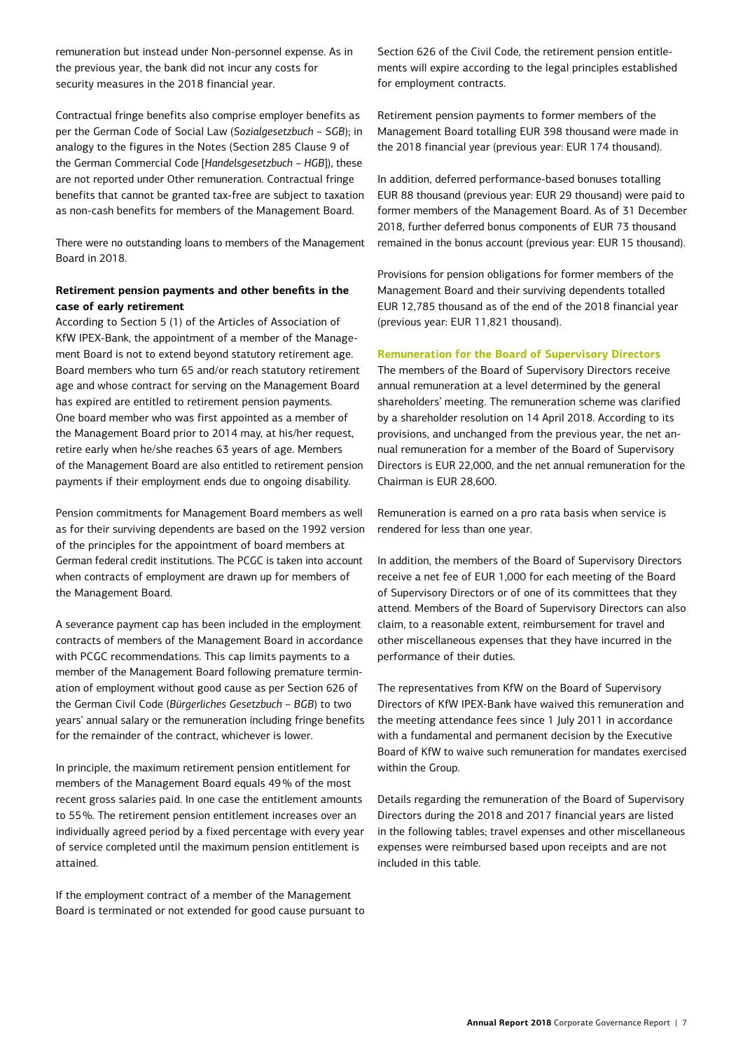remuneration but instead under Non-personnel expense. As in the previous year, the bank did not incur any costs for security measures in the 2018 financial year.

Contractual fringe benefits also comprise employer benefits as per the German Code of Social Law (*Sozialgesetzbuch – SGB*); in analogy to the figures in the Notes (Section 285 Clause 9 of the German Commercial Code [*Handelsgesetzbuch – HGB*]), these are not reported under Other remuneration. Contractual fringe benefits that cannot be granted tax-free are subject to taxation as non-cash benefits for members of the Management Board.

There were no outstanding loans to members of the Management Board in 2018.

### Retirement pension payments and other benefits in the case of early retirement

According to Section 5 (1) of the Articles of Association of KfW IPEX-Bank, the appointment of a member of the Management Board is not to extend beyond statutory retirement age. Board members who turn 65 and/or reach statutory retirement age and whose contract for serving on the Management Board has expired are entitled to retirement pension payments. One board member who was first appointed as a member of the Management Board prior to 2014 may, at his/her request, retire early when he/she reaches 63 years of age. Members of the Management Board are also entitled to retirement pension payments if their employment ends due to ongoing disability.

Pension commitments for Management Board members as well as for their surviving dependents are based on the 1992 version of the principles for the appointment of board members at German federal credit institutions. The PCGC is taken into account when contracts of employment are drawn up for members of the Management Board.

A severance payment cap has been included in the employment contracts of members of the Management Board in accordance with PCGC recommendations. This cap limits payments to a member of the Management Board following premature termination of employment without good cause as per Section 626 of the German Civil Code (*Bürgerliches Gesetzbuch – BGB*) to two years' annual salary or the remuneration including fringe benefits for the remainder of the contract, whichever is lower.

In principle, the maximum retirement pension entitlement for members of the Management Board equals 49% of the most recent gross salaries paid. In one case the entitlement amounts to 55%. The retirement pension entitlement increases over an individually agreed period by a fixed percentage with every year of service completed until the maximum pension entitlement is attained.

If the employment contract of a member of the Management Board is terminated or not extended for good cause pursuant to Section 626 of the Civil Code, the retirement pension entitlements will expire according to the legal principles established for employment contracts.

Retirement pension payments to former members of the Management Board totalling EUR 398 thousand were made in the 2018 financial year (previous year: EUR 174 thousand).

In addition, deferred performance-based bonuses totalling EUR 88 thousand (previous year: EUR 29 thousand) were paid to former members of the Management Board. As of 31 December 2018, further deferred bonus components of EUR 73 thousand remained in the bonus account (previous year: EUR 15 thousand).

Provisions for pension obligations for former members of the Management Board and their surviving dependents totalled EUR 12,785 thousand as of the end of the 2018 financial year (previous year: EUR 11,821 thousand).

## Remuneration for the Board of Supervisory Directors

The members of the Board of Supervisory Directors receive annual remuneration at a level determined by the general shareholders' meeting. The remuneration scheme was clarified by a shareholder resolution on 14 April 2018. According to its provisions, and unchanged from the previous year, the net annual remuneration for a member of the Board of Supervisory Directors is EUR 22,000, and the net annual remuneration for the Chairman is EUR 28,600.

Remuneration is earned on a pro rata basis when service is rendered for less than one year.

In addition, the members of the Board of Supervisory Directors receive a net fee of EUR 1,000 for each meeting of the Board of Supervisory Directors or of one of its committees that they attend. Members of the Board of Supervisory Directors can also claim, to a reasonable extent, reimbursement for travel and other miscellaneous expenses that they have incurred in the performance of their duties.

The representatives from KfW on the Board of Supervisory Directors of KfW IPEX-Bank have waived this remuneration and the meeting attendance fees since 1 July 2011 in accordance with a fundamental and permanent decision by the Executive Board of KfW to waive such remuneration for mandates exercised within the Group.

Details regarding the remuneration of the Board of Supervisory Directors during the 2018 and 2017 financial years are listed in the following tables; travel expenses and other miscellaneous expenses were reimbursed based upon receipts and are not included in this table.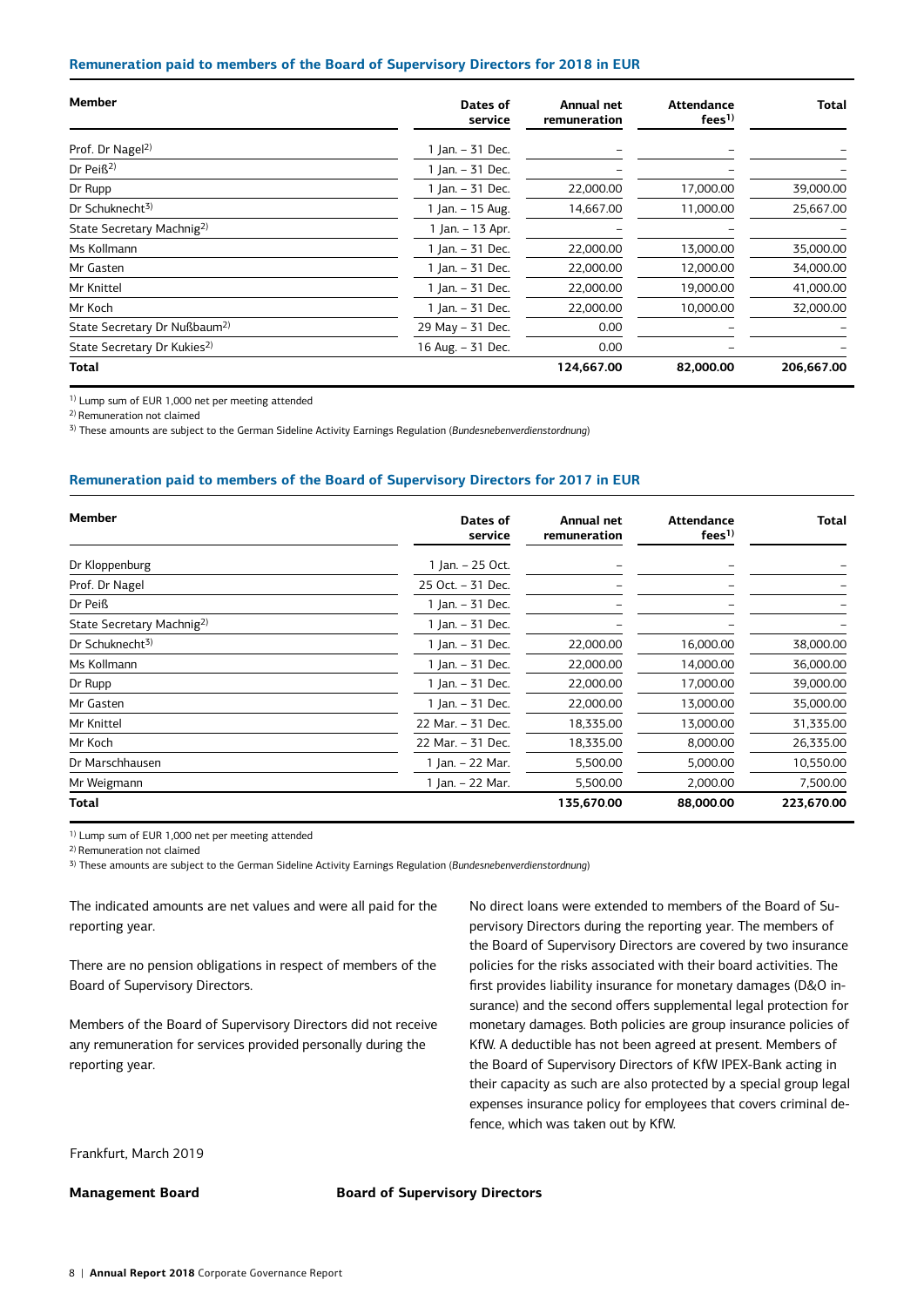### Remuneration paid to members of the Board of Supervisory Directors for 2018 in EUR

| Member | Dates of service | Annual net remuneration | Attendance fees[1] | Total |
|---|---|---|---|---|
| Prof. Dr Nagel[2] | 1 Jan. – 31 Dec. | – | – | – |
| Dr Peiß[2] | 1 Jan. – 31 Dec. | – | – | – |
| Dr Rupp | 1 Jan. – 31 Dec. | 22,000.00 | 17,000.00 | 39,000.00 |
| Dr Schuknecht[3] | 1 Jan. – 15 Aug. | 14,667.00 | 11,000.00 | 25,667.00 |
| State Secretary Machnig[2] | 1 Jan. – 13 Apr. | – | – | – |
| Ms Kollmann | 1 Jan. – 31 Dec. | 22,000.00 | 13,000.00 | 35,000.00 |
| Mr Gasten | 1 Jan. – 31 Dec. | 22,000.00 | 12,000.00 | 34,000.00 |
| Mr Knittel | 1 Jan. – 31 Dec. | 22,000.00 | 19,000.00 | 41,000.00 |
| Mr Koch | 1 Jan. – 31 Dec. | 22,000.00 | 10,000.00 | 32,000.00 |
| State Secretary Dr Nußbaum[2] | 29 May – 31 Dec. | 0.00 | – | – |
| State Secretary Dr Kukies[2] | 16 Aug. – 31 Dec. | 0.00 | – | – |
| **Total** | | **124,667.00** | **82,000.00** | **206,667.00** |

[1] Lump sum of EUR 1,000 net per meeting attended
[2] Remuneration not claimed
[3] These amounts are subject to the German Sideline Activity Earnings Regulation (*Bundesnebenverdienstordnung*)

### Remuneration paid to members of the Board of Supervisory Directors for 2017 in EUR

| Member | Dates of service | Annual net remuneration | Attendance fees[1] | Total |
|---|---|---|---|---|
| Dr Kloppenburg | 1 Jan. – 25 Oct. | – | – | – |
| Prof. Dr Nagel | 25 Oct. – 31 Dec. | – | – | – |
| Dr Peiß | 1 Jan. – 31 Dec. | – | – | – |
| State Secretary Machnig[2] | 1 Jan. – 31 Dec. | – | – | – |
| Dr Schuknecht[3] | 1 Jan. – 31 Dec. | 22,000.00 | 16,000.00 | 38,000.00 |
| Ms Kollmann | 1 Jan. – 31 Dec. | 22,000.00 | 14,000.00 | 36,000.00 |
| Dr Rupp | 1 Jan. – 31 Dec. | 22,000.00 | 17,000.00 | 39,000.00 |
| Mr Gasten | 1 Jan. – 31 Dec. | 22,000.00 | 13,000.00 | 35,000.00 |
| Mr Knittel | 22 Mar. – 31 Dec. | 18,335.00 | 13,000.00 | 31,335.00 |
| Mr Koch | 22 Mar. – 31 Dec. | 18,335.00 | 8,000.00 | 26,335.00 |
| Dr Marschhausen | 1 Jan. – 22 Mar. | 5,500.00 | 5,000.00 | 10,550.00 |
| Mr Weigmann | 1 Jan. – 22 Mar. | 5,500.00 | 2,000.00 | 7,500.00 |
| **Total** | | **135,670.00** | **88,000.00** | **223,670.00** |

[1] Lump sum of EUR 1,000 net per meeting attended
[2] Remuneration not claimed
[3] These amounts are subject to the German Sideline Activity Earnings Regulation (*Bundesnebenverdienstordnung*)

The indicated amounts are net values and were all paid for the reporting year.

There are no pension obligations in respect of members of the Board of Supervisory Directors.

Members of the Board of Supervisory Directors did not receive any remuneration for services provided personally during the reporting year.

No direct loans were extended to members of the Board of Supervisory Directors during the reporting year. The members of the Board of Supervisory Directors are covered by two insurance policies for the risks associated with their board activities. The first provides liability insurance for monetary damages (D&O insurance) and the second offers supplemental legal protection for monetary damages. Both policies are group insurance policies of KfW. A deductible has not been agreed at present. Members of the Board of Supervisory Directors of KfW IPEX-Bank acting in their capacity as such are also protected by a special group legal expenses insurance policy for employees that covers criminal defence, which was taken out by KfW.

Frankfurt, March 2019

**Management Board** **Board of Supervisory Directors**